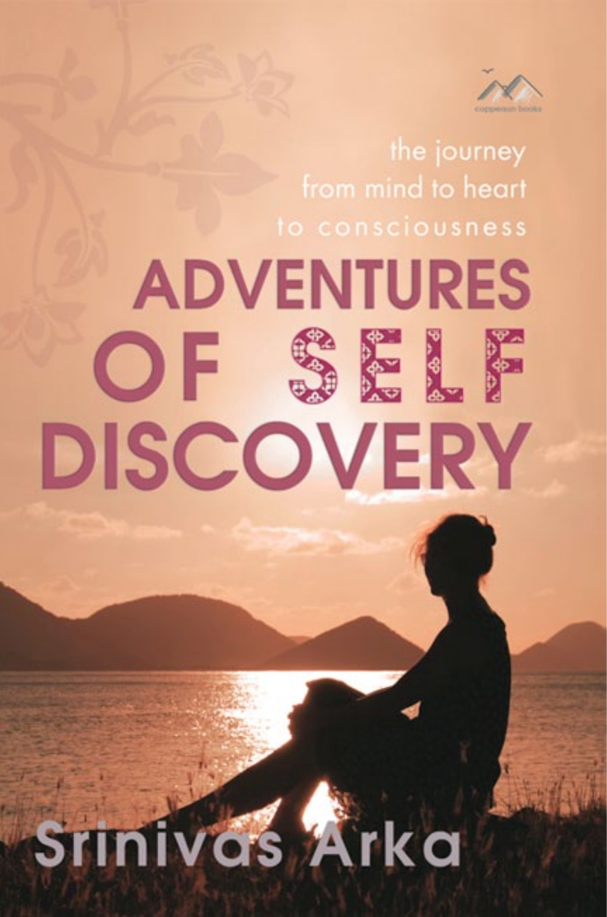coppersun books

the journey
from mind to heart
to consciousness

# ADVENTURES OF SELF DISCOVERY

Srinivas Arka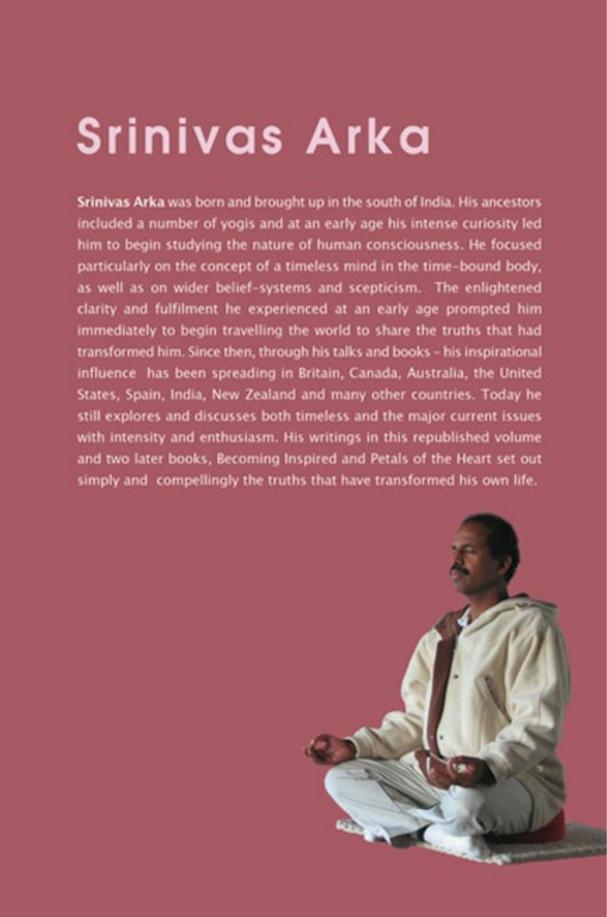# Srinivas Arka

**Srinivas Arka** was born and brought up in the south of India. His ancestors included a number of yogis and at an early age his intense curiosity led him to begin studying the nature of human consciousness. He focused particularly on the concept of a timeless mind in the time-bound body, as well as on wider belief-systems and scepticism. The enlightened clarity and fulfilment he experienced at an early age prompted him immediately to begin travelling the world to share the truths that had transformed him. Since then, through his talks and books - his inspirational influence has been spreading in Britain, Canada, Australia, the United States, Spain, India, New Zealand and many other countries. Today he still explores and discusses both timeless and the major current issues with intensity and enthusiasm. His writings in this republished volume and two later books, Becoming Inspired and Petals of the Heart set out simply and compellingly the truths that have transformed his own life.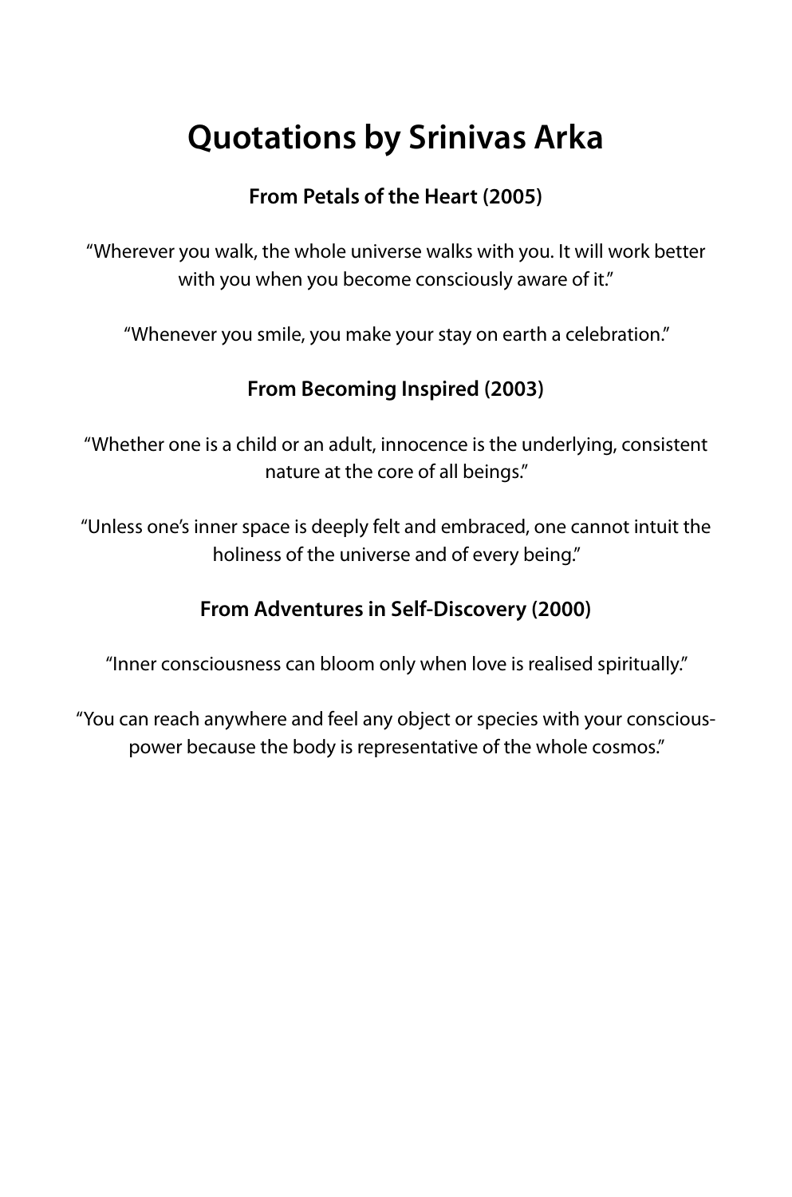# Quotations by Srinivas Arka

### From Petals of the Heart (2005)

"Wherever you walk, the whole universe walks with you. It will work better with you when you become consciously aware of it."

"Whenever you smile, you make your stay on earth a celebration."

### From Becoming Inspired (2003)

"Whether one is a child or an adult, innocence is the underlying, consistent nature at the core of all beings."

"Unless one's inner space is deeply felt and embraced, one cannot intuit the holiness of the universe and of every being."

### From Adventures in Self-Discovery (2000)

"Inner consciousness can bloom only when love is realised spiritually."

"You can reach anywhere and feel any object or species with your conscious-power because the body is representative of the whole cosmos."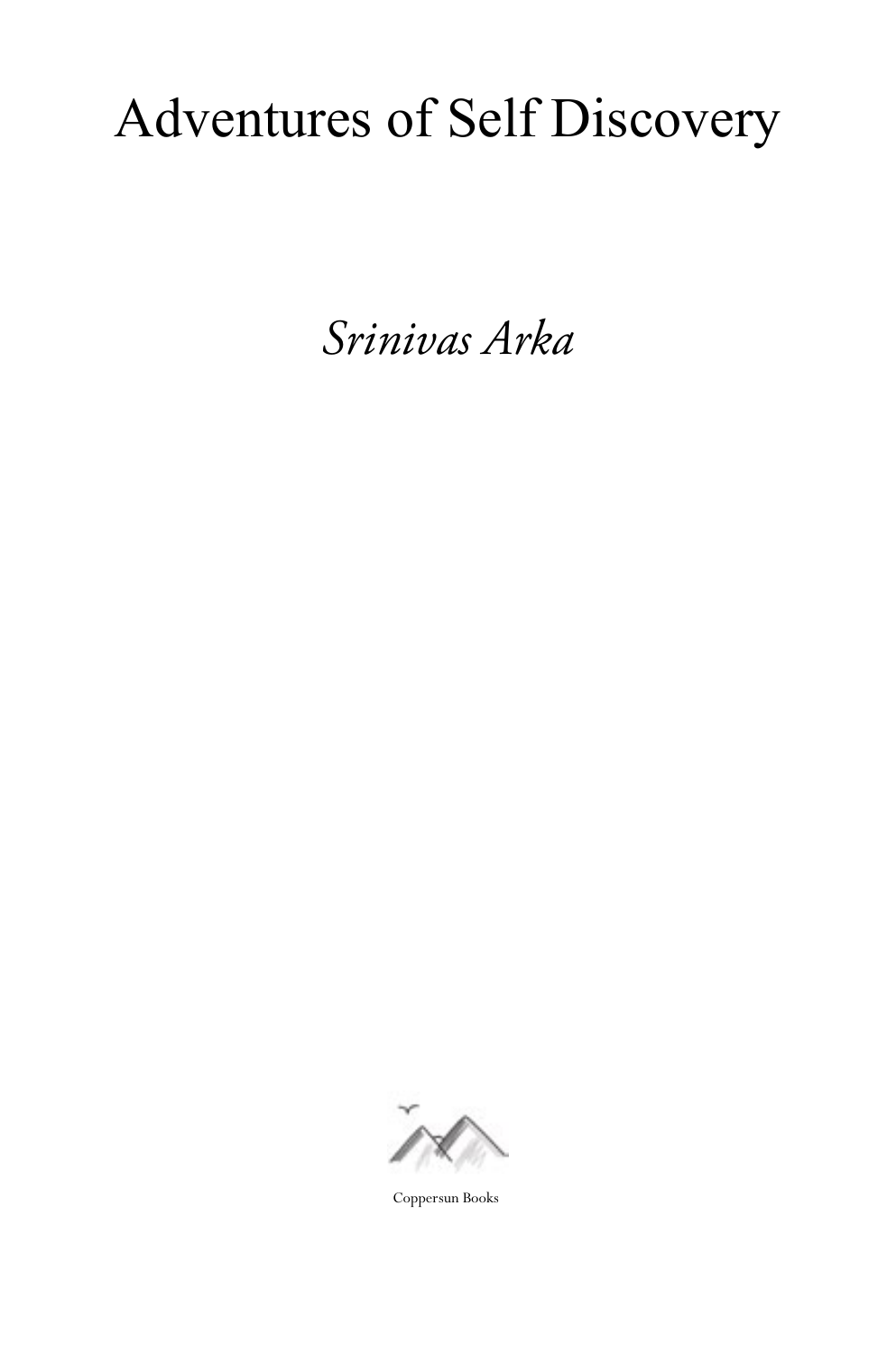# Adventures of Self Discovery

*Srinivas Arka*

Coppersun Books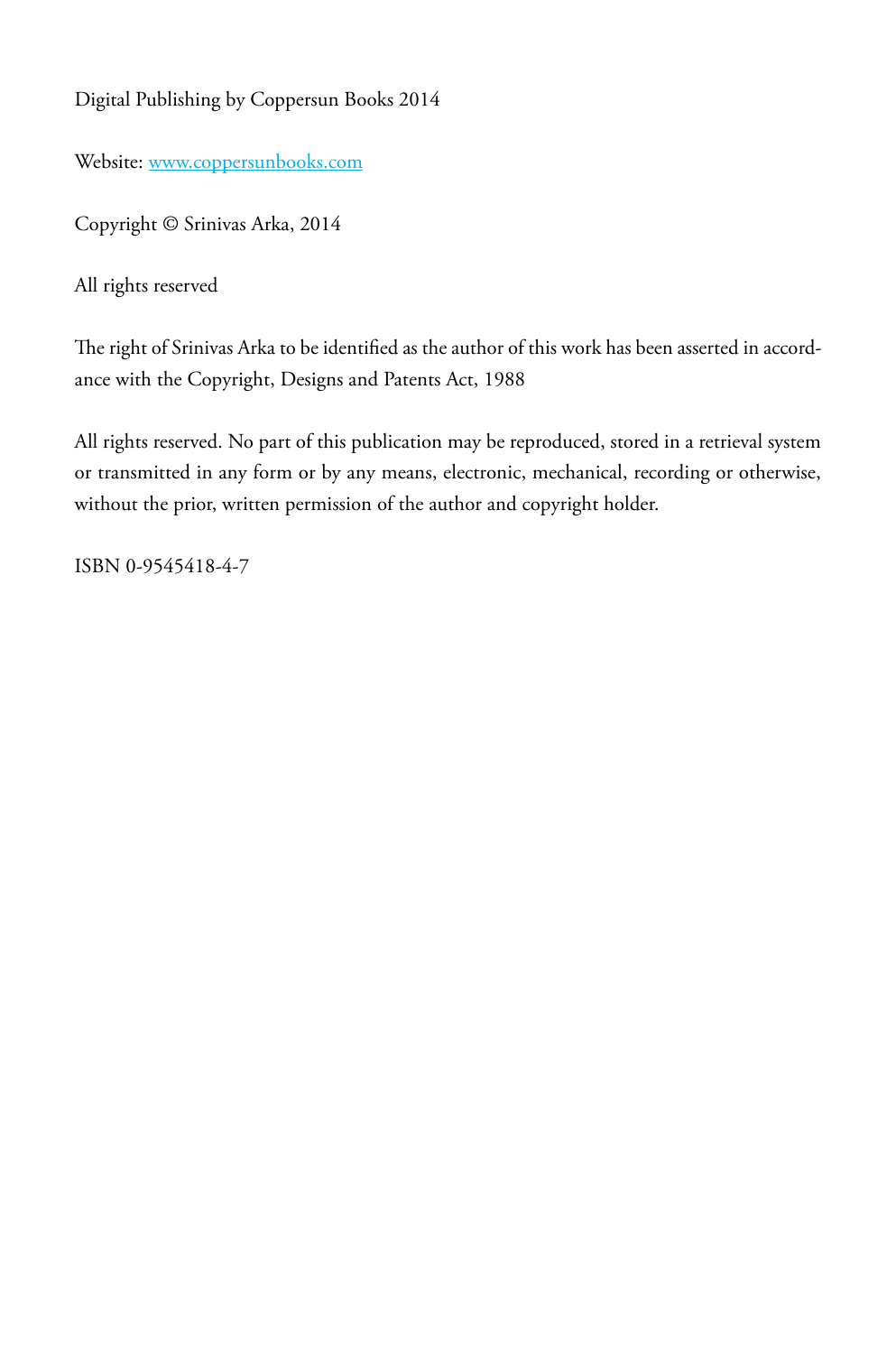Digital Publishing by Coppersun Books 2014

Website: [www.coppersunbooks.com](http://www.coppersunbooks.com)

Copyright © Srinivas Arka, 2014

All rights reserved

The right of Srinivas Arka to be identified as the author of this work has been asserted in accordance with the Copyright, Designs and Patents Act, 1988

All rights reserved. No part of this publication may be reproduced, stored in a retrieval system or transmitted in any form or by any means, electronic, mechanical, recording or otherwise, without the prior, written permission of the author and copyright holder.

ISBN 0-9545418-4-7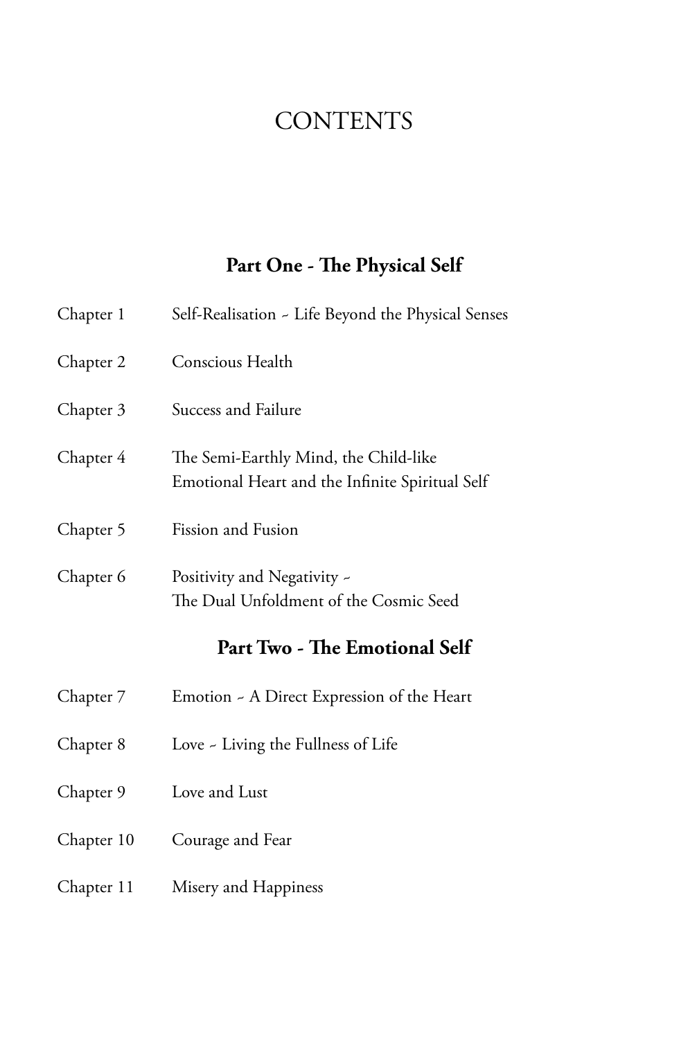# CONTENTS

## Part One - The Physical Self

| | |
|---|---|
| Chapter 1 | Self-Realisation ~ Life Beyond the Physical Senses |
| Chapter 2 | Conscious Health |
| Chapter 3 | Success and Failure |
| Chapter 4 | The Semi-Earthly Mind, the Child-like Emotional Heart and the Infinite Spiritual Self |
| Chapter 5 | Fission and Fusion |
| Chapter 6 | Positivity and Negativity ~ The Dual Unfoldment of the Cosmic Seed |

## Part Two - The Emotional Self

| | |
|---|---|
| Chapter 7 | Emotion ~ A Direct Expression of the Heart |
| Chapter 8 | Love ~ Living the Fullness of Life |
| Chapter 9 | Love and Lust |
| Chapter 10 | Courage and Fear |
| Chapter 11 | Misery and Happiness |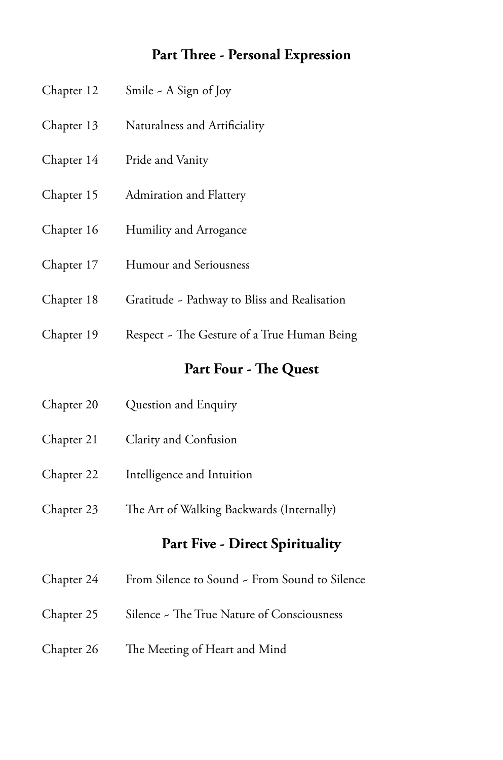## Part Three - Personal Expression

| | |
|---|---|
| Chapter 12 | Smile ~ A Sign of Joy |
| Chapter 13 | Naturalness and Artificiality |
| Chapter 14 | Pride and Vanity |
| Chapter 15 | Admiration and Flattery |
| Chapter 16 | Humility and Arrogance |
| Chapter 17 | Humour and Seriousness |
| Chapter 18 | Gratitude ~ Pathway to Bliss and Realisation |
| Chapter 19 | Respect ~ The Gesture of a True Human Being |

## Part Four - The Quest

| | |
|---|---|
| Chapter 20 | Question and Enquiry |
| Chapter 21 | Clarity and Confusion |
| Chapter 22 | Intelligence and Intuition |
| Chapter 23 | The Art of Walking Backwards (Internally) |

## Part Five - Direct Spirituality

| | |
|---|---|
| Chapter 24 | From Silence to Sound ~ From Sound to Silence |
| Chapter 25 | Silence ~ The True Nature of Consciousness |
| Chapter 26 | The Meeting of Heart and Mind |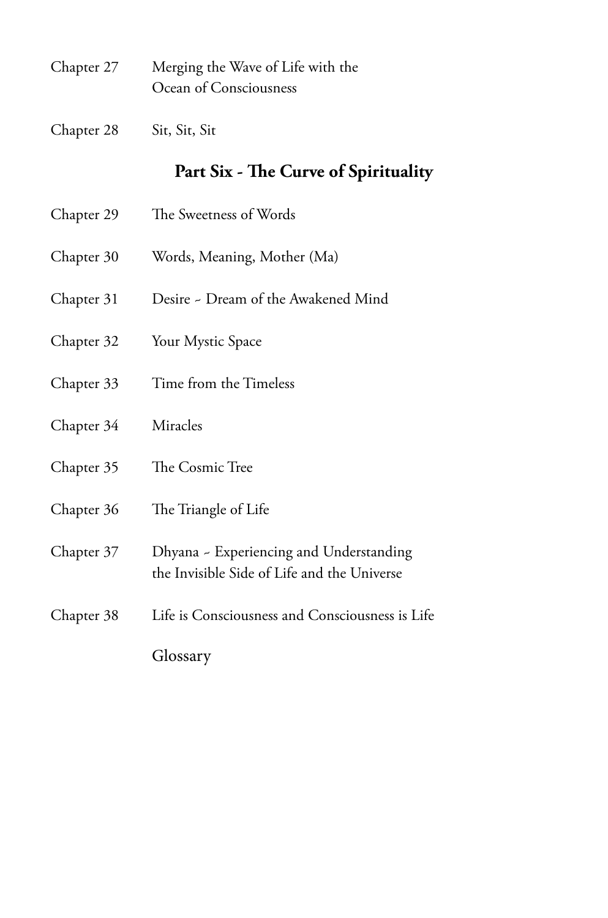Chapter 27 Merging the Wave of Life with the Ocean of Consciousness

Chapter 28 Sit, Sit, Sit

## Part Six - The Curve of Spirituality

Chapter 29 The Sweetness of Words

Chapter 30 Words, Meaning, Mother (Ma)

Chapter 31 Desire ~ Dream of the Awakened Mind

Chapter 32 Your Mystic Space

Chapter 33 Time from the Timeless

Chapter 34 Miracles

Chapter 35 The Cosmic Tree

Chapter 36 The Triangle of Life

Chapter 37 Dhyana ~ Experiencing and Understanding the Invisible Side of Life and the Universe

Chapter 38 Life is Consciousness and Consciousness is Life

Glossary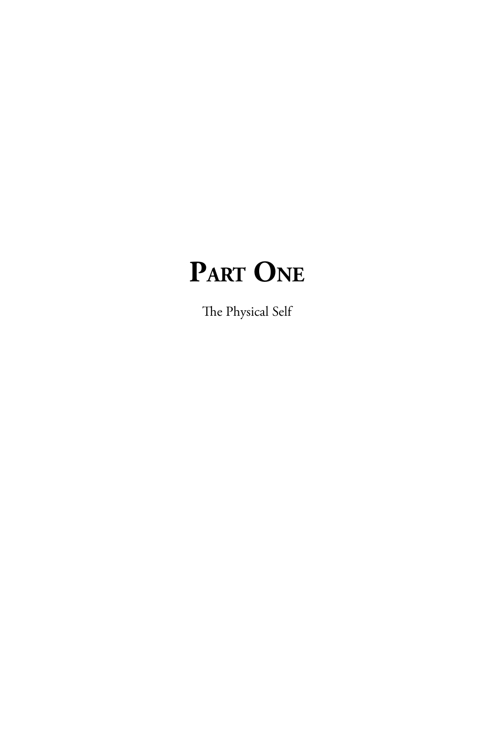# Part One

The Physical Self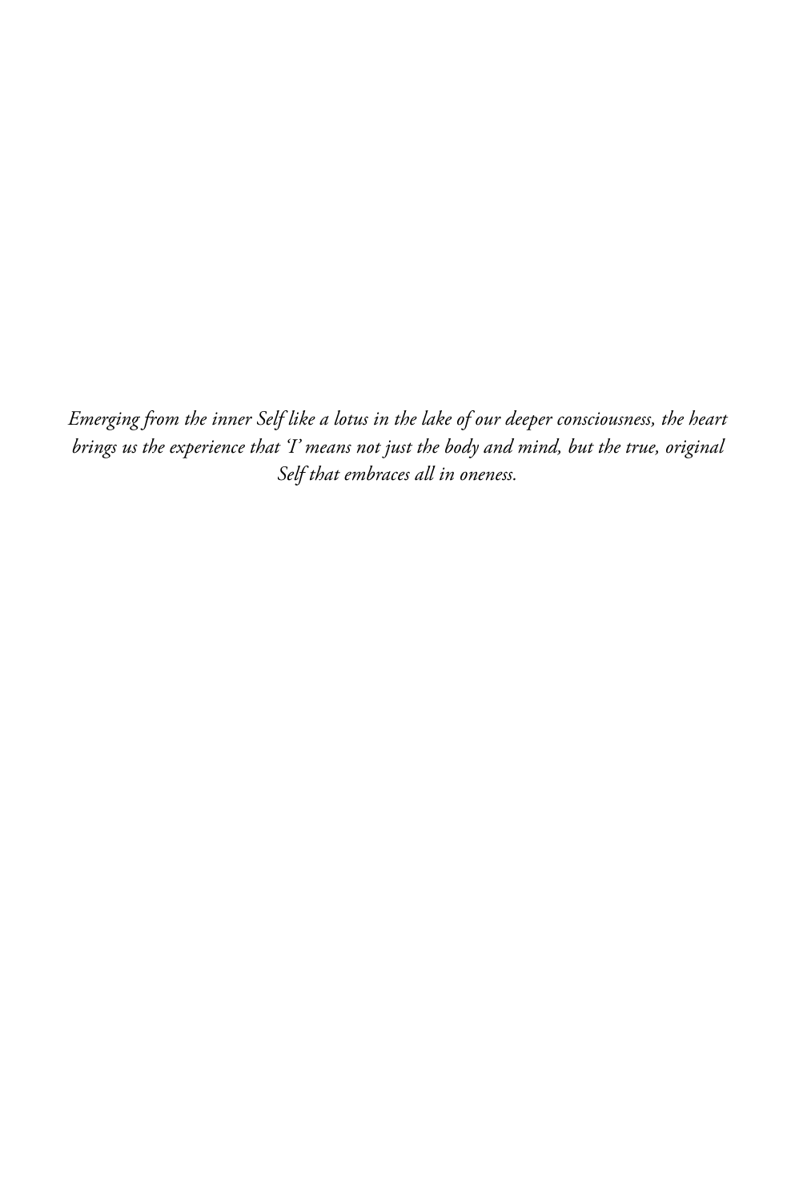*Emerging from the inner Self like a lotus in the lake of our deeper consciousness, the heart brings us the experience that 'I' means not just the body and mind, but the true, original Self that embraces all in oneness.*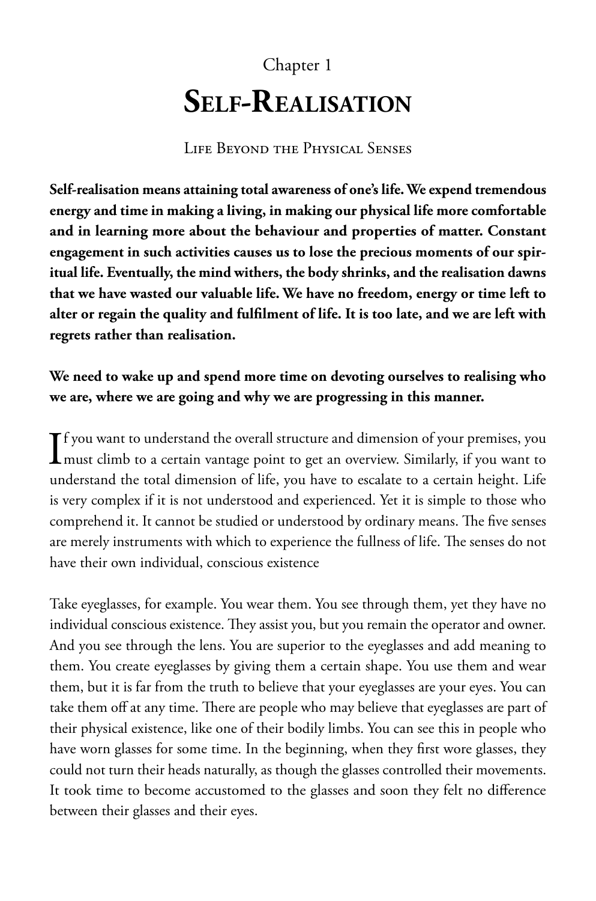Chapter 1

# Self-Realisation

## Life Beyond the Physical Senses

**Self-realisation means attaining total awareness of one's life. We expend tremendous energy and time in making a living, in making our physical life more comfortable and in learning more about the behaviour and properties of matter. Constant engagement in such activities causes us to lose the precious moments of our spiritual life. Eventually, the mind withers, the body shrinks, and the realisation dawns that we have wasted our valuable life. We have no freedom, energy or time left to alter or regain the quality and fulfilment of life. It is too late, and we are left with regrets rather than realisation.**

**We need to wake up and spend more time on devoting ourselves to realising who we are, where we are going and why we are progressing in this manner.**

If you want to understand the overall structure and dimension of your premises, you must climb to a certain vantage point to get an overview. Similarly, if you want to understand the total dimension of life, you have to escalate to a certain height. Life is very complex if it is not understood and experienced. Yet it is simple to those who comprehend it. It cannot be studied or understood by ordinary means. The five senses are merely instruments with which to experience the fullness of life. The senses do not have their own individual, conscious existence

Take eyeglasses, for example. You wear them. You see through them, yet they have no individual conscious existence. They assist you, but you remain the operator and owner. And you see through the lens. You are superior to the eyeglasses and add meaning to them. You create eyeglasses by giving them a certain shape. You use them and wear them, but it is far from the truth to believe that your eyeglasses are your eyes. You can take them off at any time. There are people who may believe that eyeglasses are part of their physical existence, like one of their bodily limbs. You can see this in people who have worn glasses for some time. In the beginning, when they first wore glasses, they could not turn their heads naturally, as though the glasses controlled their movements. It took time to become accustomed to the glasses and soon they felt no difference between their glasses and their eyes.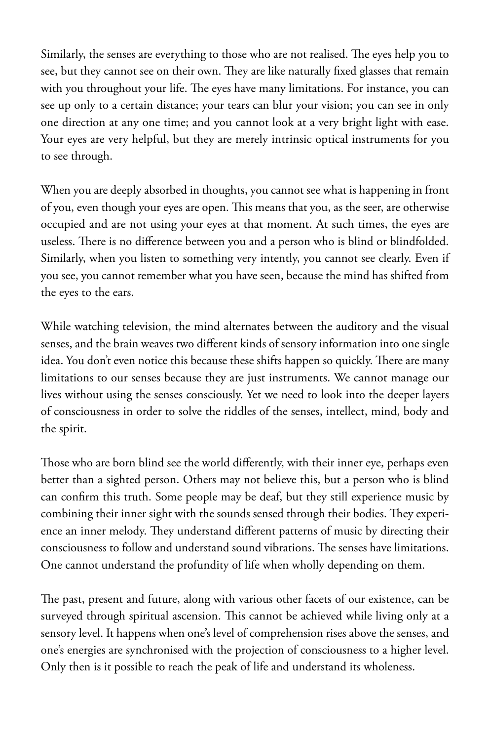Similarly, the senses are everything to those who are not realised. The eyes help you to see, but they cannot see on their own. They are like naturally fixed glasses that remain with you throughout your life. The eyes have many limitations. For instance, you can see up only to a certain distance; your tears can blur your vision; you can see in only one direction at any one time; and you cannot look at a very bright light with ease. Your eyes are very helpful, but they are merely intrinsic optical instruments for you to see through.

When you are deeply absorbed in thoughts, you cannot see what is happening in front of you, even though your eyes are open. This means that you, as the seer, are otherwise occupied and are not using your eyes at that moment. At such times, the eyes are useless. There is no difference between you and a person who is blind or blindfolded. Similarly, when you listen to something very intently, you cannot see clearly. Even if you see, you cannot remember what you have seen, because the mind has shifted from the eyes to the ears.

While watching television, the mind alternates between the auditory and the visual senses, and the brain weaves two different kinds of sensory information into one single idea. You don't even notice this because these shifts happen so quickly. There are many limitations to our senses because they are just instruments. We cannot manage our lives without using the senses consciously. Yet we need to look into the deeper layers of consciousness in order to solve the riddles of the senses, intellect, mind, body and the spirit.

Those who are born blind see the world differently, with their inner eye, perhaps even better than a sighted person. Others may not believe this, but a person who is blind can confirm this truth. Some people may be deaf, but they still experience music by combining their inner sight with the sounds sensed through their bodies. They experience an inner melody. They understand different patterns of music by directing their consciousness to follow and understand sound vibrations. The senses have limitations. One cannot understand the profundity of life when wholly depending on them.

The past, present and future, along with various other facets of our existence, can be surveyed through spiritual ascension. This cannot be achieved while living only at a sensory level. It happens when one's level of comprehension rises above the senses, and one's energies are synchronised with the projection of consciousness to a higher level. Only then is it possible to reach the peak of life and understand its wholeness.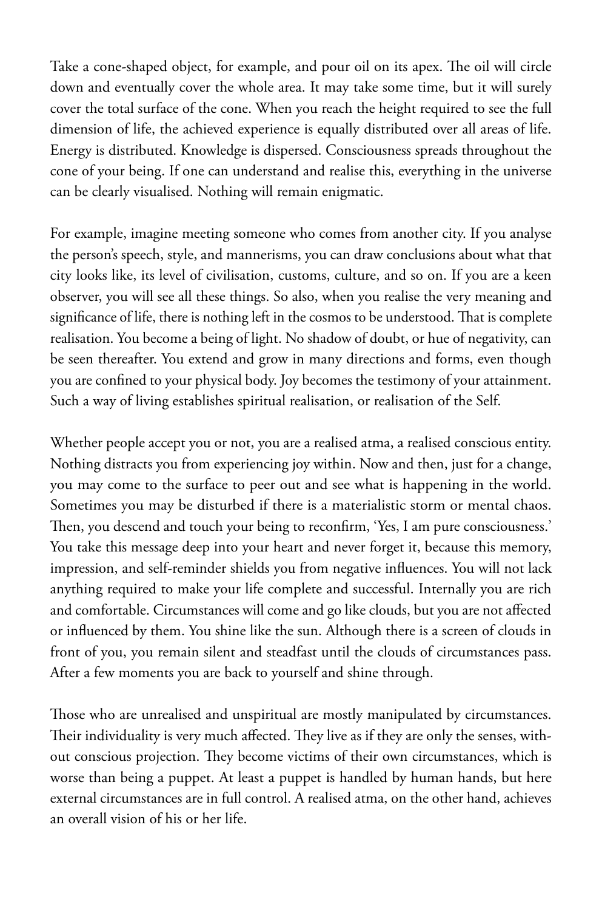Take a cone-shaped object, for example, and pour oil on its apex. The oil will circle down and eventually cover the whole area. It may take some time, but it will surely cover the total surface of the cone. When you reach the height required to see the full dimension of life, the achieved experience is equally distributed over all areas of life. Energy is distributed. Knowledge is dispersed. Consciousness spreads throughout the cone of your being. If one can understand and realise this, everything in the universe can be clearly visualised. Nothing will remain enigmatic.

For example, imagine meeting someone who comes from another city. If you analyse the person's speech, style, and mannerisms, you can draw conclusions about what that city looks like, its level of civilisation, customs, culture, and so on. If you are a keen observer, you will see all these things. So also, when you realise the very meaning and significance of life, there is nothing left in the cosmos to be understood. That is complete realisation. You become a being of light. No shadow of doubt, or hue of negativity, can be seen thereafter. You extend and grow in many directions and forms, even though you are confined to your physical body. Joy becomes the testimony of your attainment. Such a way of living establishes spiritual realisation, or realisation of the Self.

Whether people accept you or not, you are a realised atma, a realised conscious entity. Nothing distracts you from experiencing joy within. Now and then, just for a change, you may come to the surface to peer out and see what is happening in the world. Sometimes you may be disturbed if there is a materialistic storm or mental chaos. Then, you descend and touch your being to reconfirm, 'Yes, I am pure consciousness.' You take this message deep into your heart and never forget it, because this memory, impression, and self-reminder shields you from negative influences. You will not lack anything required to make your life complete and successful. Internally you are rich and comfortable. Circumstances will come and go like clouds, but you are not affected or influenced by them. You shine like the sun. Although there is a screen of clouds in front of you, you remain silent and steadfast until the clouds of circumstances pass. After a few moments you are back to yourself and shine through.

Those who are unrealised and unspiritual are mostly manipulated by circumstances. Their individuality is very much affected. They live as if they are only the senses, without conscious projection. They become victims of their own circumstances, which is worse than being a puppet. At least a puppet is handled by human hands, but here external circumstances are in full control. A realised atma, on the other hand, achieves an overall vision of his or her life.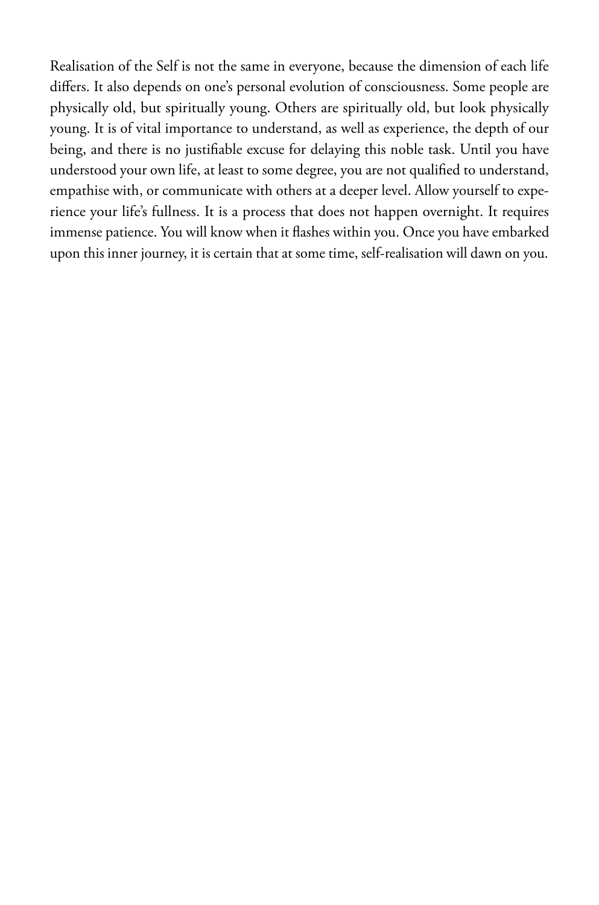Realisation of the Self is not the same in everyone, because the dimension of each life differs. It also depends on one's personal evolution of consciousness. Some people are physically old, but spiritually young. Others are spiritually old, but look physically young. It is of vital importance to understand, as well as experience, the depth of our being, and there is no justifiable excuse for delaying this noble task. Until you have understood your own life, at least to some degree, you are not qualified to understand, empathise with, or communicate with others at a deeper level. Allow yourself to experience your life's fullness. It is a process that does not happen overnight. It requires immense patience. You will know when it flashes within you. Once you have embarked upon this inner journey, it is certain that at some time, self-realisation will dawn on you.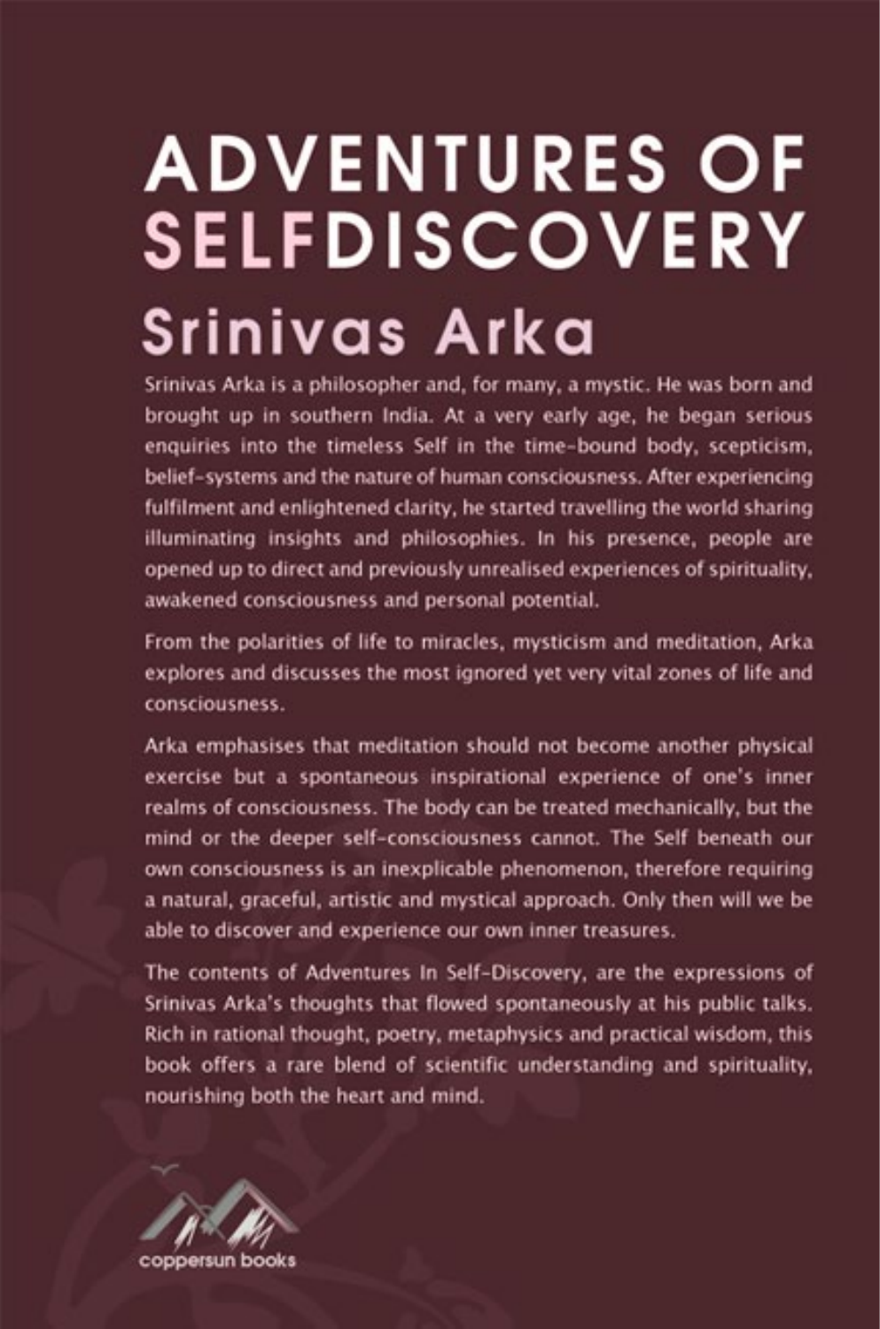# ADVENTURES OF SELFDISCOVERY

## Srinivas Arka

Srinivas Arka is a philosopher and, for many, a mystic. He was born and brought up in southern India. At a very early age, he began serious enquiries into the timeless Self in the time-bound body, scepticism, belief-systems and the nature of human consciousness. After experiencing fulfilment and enlightened clarity, he started travelling the world sharing illuminating insights and philosophies. In his presence, people are opened up to direct and previously unrealised experiences of spirituality, awakened consciousness and personal potential.

From the polarities of life to miracles, mysticism and meditation, Arka explores and discusses the most ignored yet very vital zones of life and consciousness.

Arka emphasises that meditation should not become another physical exercise but a spontaneous inspirational experience of one's inner realms of consciousness. The body can be treated mechanically, but the mind or the deeper self-consciousness cannot. The Self beneath our own consciousness is an inexplicable phenomenon, therefore requiring a natural, graceful, artistic and mystical approach. Only then will we be able to discover and experience our own inner treasures.

The contents of Adventures In Self-Discovery, are the expressions of Srinivas Arka's thoughts that flowed spontaneously at his public talks. Rich in rational thought, poetry, metaphysics and practical wisdom, this book offers a rare blend of scientific understanding and spirituality, nourishing both the heart and mind.

coppersun books